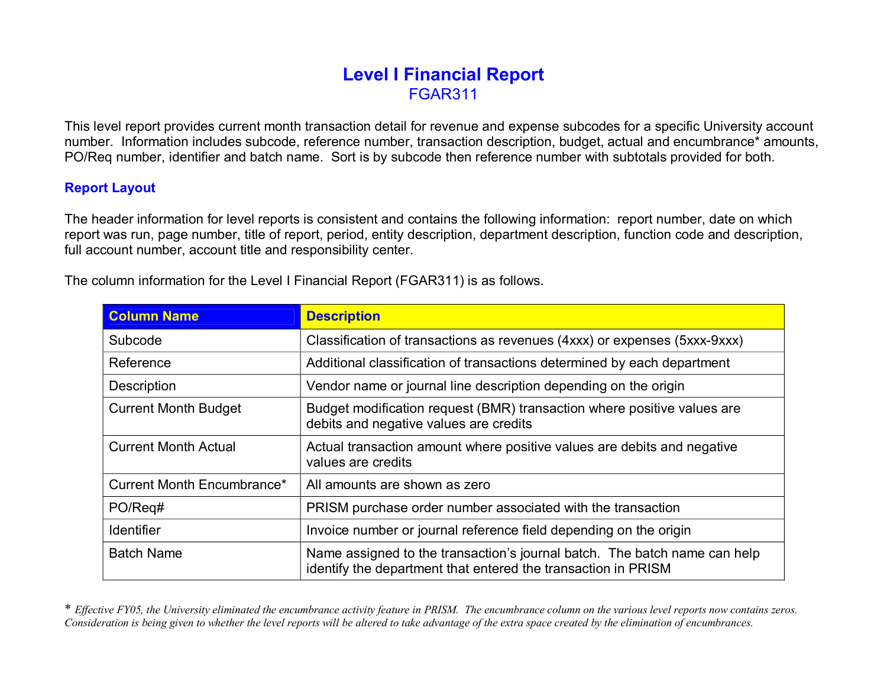# Level I Financial Report

FGAR311

This level report provides current month transaction detail for revenue and expense subcodes for a specific University account number. Information includes subcode, reference number, transaction description, budget, actual and encumbrance* amounts, PO/Req number, identifier and batch name. Sort is by subcode then reference number with subtotals provided for both.

## Report Layout

The header information for level reports is consistent and contains the following information: report number, date on which report was run, page number, title of report, period, entity description, department description, function code and description, full account number, account title and responsibility center.

The column information for the Level I Financial Report (FGAR311) is as follows.

| Column Name | Description |
|---|---|
| Subcode | Classification of transactions as revenues (4xxx) or expenses (5xxx-9xxx) |
| Reference | Additional classification of transactions determined by each department |
| Description | Vendor name or journal line description depending on the origin |
| Current Month Budget | Budget modification request (BMR) transaction where positive values are debits and negative values are credits |
| Current Month Actual | Actual transaction amount where positive values are debits and negative values are credits |
| Current Month Encumbrance* | All amounts are shown as zero |
| PO/Req# | PRISM purchase order number associated with the transaction |
| Identifier | Invoice number or journal reference field depending on the origin |
| Batch Name | Name assigned to the transaction's journal batch. The batch name can help identify the department that entered the transaction in PRISM |

* *Effective FY05, the University eliminated the encumbrance activity feature in PRISM. The encumbrance column on the various level reports now contains zeros. Consideration is being given to whether the level reports will be altered to take advantage of the extra space created by the elimination of encumbrances.*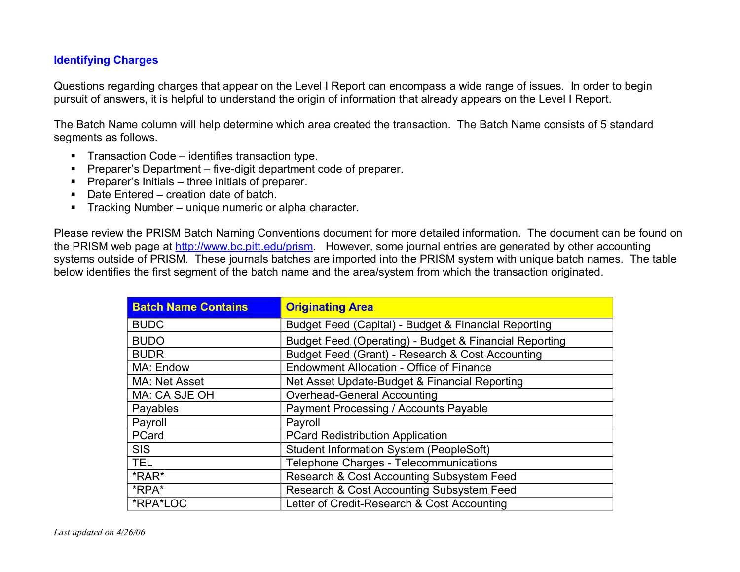## Identifying Charges

Questions regarding charges that appear on the Level I Report can encompass a wide range of issues. In order to begin pursuit of answers, it is helpful to understand the origin of information that already appears on the Level I Report.

The Batch Name column will help determine which area created the transaction. The Batch Name consists of 5 standard segments as follows.

- Transaction Code – identifies transaction type.
- Preparer's Department – five-digit department code of preparer.
- Preparer's Initials – three initials of preparer.
- Date Entered – creation date of batch.
- Tracking Number – unique numeric or alpha character.

Please review the PRISM Batch Naming Conventions document for more detailed information. The document can be found on the PRISM web page at http://www.bc.pitt.edu/prism. However, some journal entries are generated by other accounting systems outside of PRISM. These journals batches are imported into the PRISM system with unique batch names. The table below identifies the first segment of the batch name and the area/system from which the transaction originated.

| Batch Name Contains | Originating Area |
|---|---|
| BUDC | Budget Feed (Capital) - Budget & Financial Reporting |
| BUDO | Budget Feed (Operating) - Budget & Financial Reporting |
| BUDR | Budget Feed (Grant) - Research & Cost Accounting |
| MA: Endow | Endowment Allocation - Office of Finance |
| MA: Net Asset | Net Asset Update-Budget & Financial Reporting |
| MA: CA SJE OH | Overhead-General Accounting |
| Payables | Payment Processing / Accounts Payable |
| Payroll | Payroll |
| PCard | PCard Redistribution Application |
| SIS | Student Information System (PeopleSoft) |
| TEL | Telephone Charges - Telecommunications |
| *RAR* | Research & Cost Accounting Subsystem Feed |
| *RPA* | Research & Cost Accounting Subsystem Feed |
| *RPA*LOC | Letter of Credit-Research & Cost Accounting |

*Last updated on 4/26/06*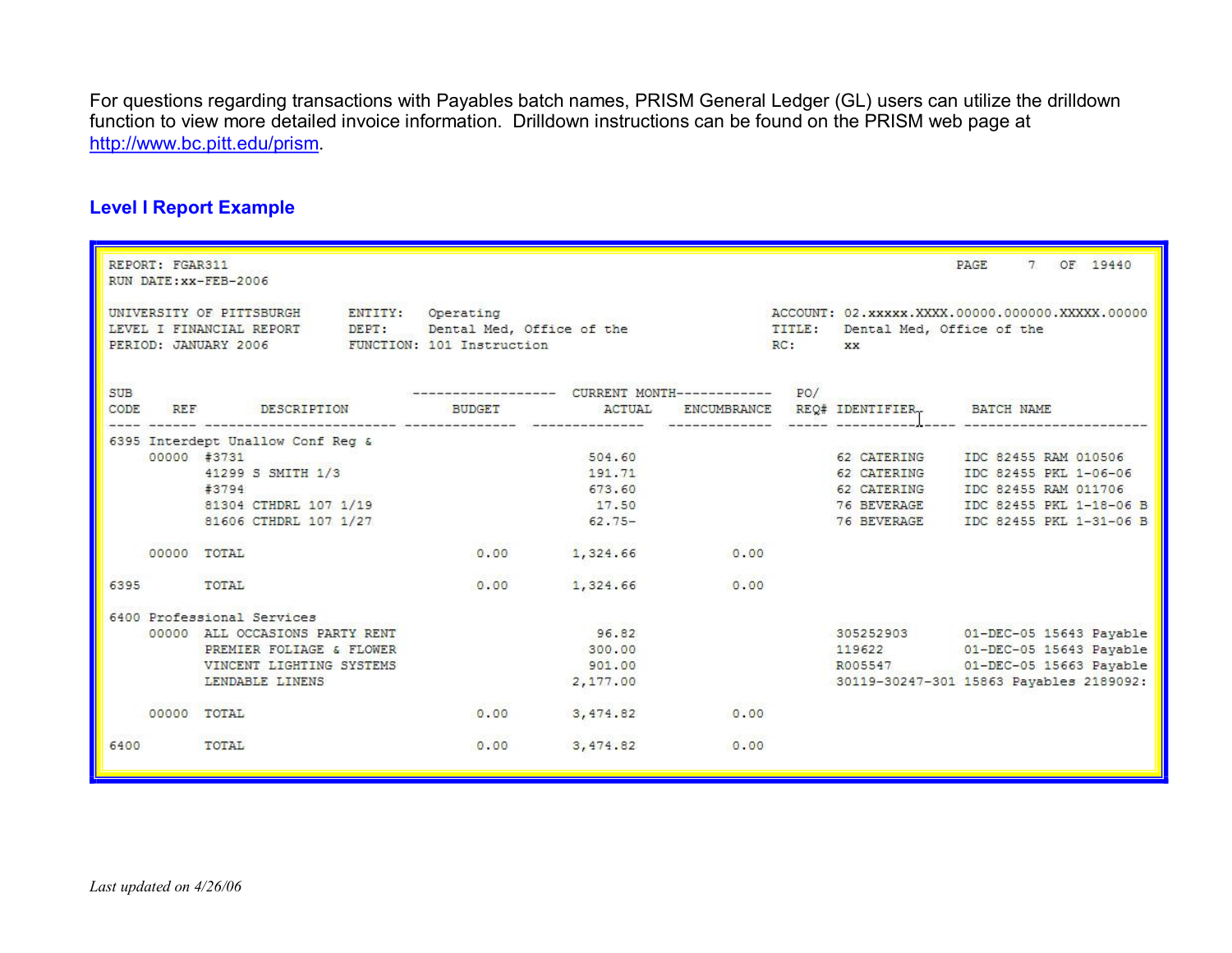For questions regarding transactions with Payables batch names, PRISM General Ledger (GL) users can utilize the drilldown function to view more detailed invoice information. Drilldown instructions can be found on the PRISM web page at http://www.bc.pitt.edu/prism.

## Level I Report Example

```
REPORT: FGAR311                                                                                              PAGE     7   OF  19440
RUN DATE:xx-FEB-2006

UNIVERSITY OF PITTSBURGH      ENTITY:   Operating                                     ACCOUNT: 02.xxxxx.XXXX.00000.000000.XXXXX.00000
LEVEL I FINANCIAL REPORT      DEPT:     Dental Med, Office of the                     TITLE:    Dental Med, Office of the
PERIOD: JANUARY 2006          FUNCTION: 101 Instruction                               RC:       xx

                                                    ------------------ CURRENT MONTH------------  PO/
SUB
CODE   REF        DESCRIPTION               BUDGET          ACTUAL      ENCUMBRANCE   REQ# IDENTIFIER        BATCH NAME
---- ------ ----------------------- -------------- -------------- -------------  ----- --------------- ----------------------
6395 Interdept Unallow Conf Reg &
     00000  #3731                                           504.60                      62 CATERING      IDC 82455 RAM 010506
            41299 S SMITH 1/3                               191.71                      62 CATERING      IDC 82455 PKL 1-06-06
            #3794                                           673.60                      62 CATERING      IDC 82455 RAM 011706
            81304 CTHDRL 107 1/19                            17.50                      76 BEVERAGE      IDC 82455 PKL 1-18-06 B
            81606 CTHDRL 107 1/27                            62.75-                     76 BEVERAGE      IDC 82455 PKL 1-31-06 B

     00000  TOTAL                             0.00        1,324.66          0.00

6395        TOTAL                             0.00        1,324.66          0.00

6400 Professional Services
     00000  ALL OCCASIONS PARTY RENT                         96.82                      305252903        01-DEC-05 15643 Payable
            PREMIER FOLIAGE & FLOWER                        300.00                      119622           01-DEC-05 15643 Payable
            VINCENT LIGHTING SYSTEMS                        901.00                      R005547          01-DEC-05 15663 Payable
            LENDABLE LINENS                               2,177.00                      30119-30247-301 15863 Payables 2189092:

     00000  TOTAL                             0.00        3,474.82          0.00

6400        TOTAL                             0.00        3,474.82          0.00
```

*Last updated on 4/26/06*